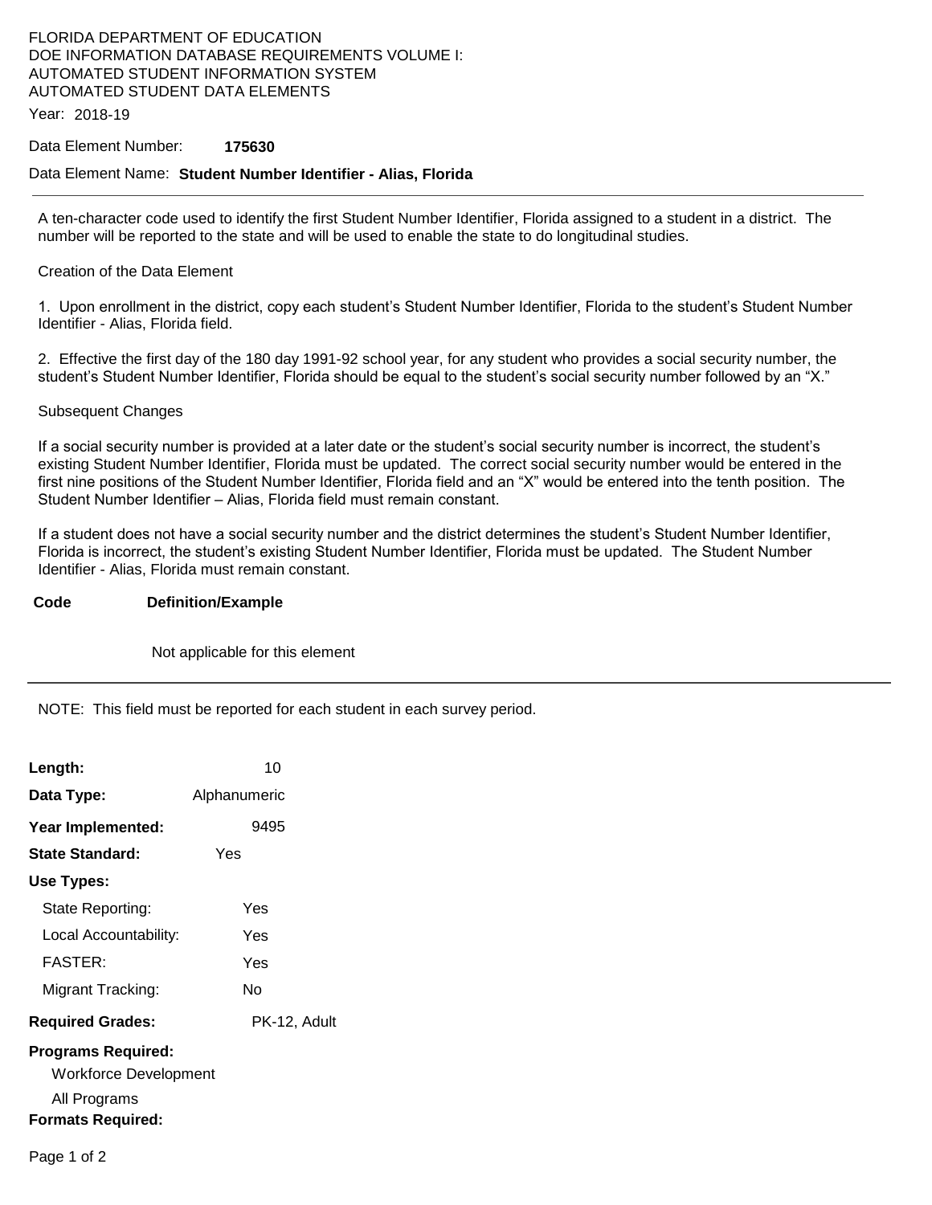FLORIDA DEPARTMENT OF EDUCATION
DOE INFORMATION DATABASE REQUIREMENTS VOLUME I:
AUTOMATED STUDENT INFORMATION SYSTEM
AUTOMATED STUDENT DATA ELEMENTS

Year: 2018-19

Data Element Number: **175630**

Data Element Name: **Student Number Identifier - Alias, Florida**

---

A ten-character code used to identify the first Student Number Identifier, Florida assigned to a student in a district. The number will be reported to the state and will be used to enable the state to do longitudinal studies.

Creation of the Data Element

1. Upon enrollment in the district, copy each student's Student Number Identifier, Florida to the student's Student Number Identifier - Alias, Florida field.

2. Effective the first day of the 180 day 1991-92 school year, for any student who provides a social security number, the student's Student Number Identifier, Florida should be equal to the student's social security number followed by an "X."

Subsequent Changes

If a social security number is provided at a later date or the student's social security number is incorrect, the student's existing Student Number Identifier, Florida must be updated. The correct social security number would be entered in the first nine positions of the Student Number Identifier, Florida field and an "X" would be entered into the tenth position. The Student Number Identifier – Alias, Florida field must remain constant.

If a student does not have a social security number and the district determines the student's Student Number Identifier, Florida is incorrect, the student's existing Student Number Identifier, Florida must be updated. The Student Number Identifier - Alias, Florida must remain constant.

| **Code** | **Definition/Example** |
|---|---|
| | Not applicable for this element |

---

NOTE: This field must be reported for each student in each survey period.

**Length:** 10

**Data Type:** Alphanumeric

**Year Implemented:** 9495

**State Standard:** Yes

**Use Types:**

- State Reporting: Yes
- Local Accountability: Yes
- FASTER: Yes
- Migrant Tracking: No

**Required Grades:** PK-12, Adult

**Programs Required:**

- Workforce Development
- All Programs

**Formats Required:**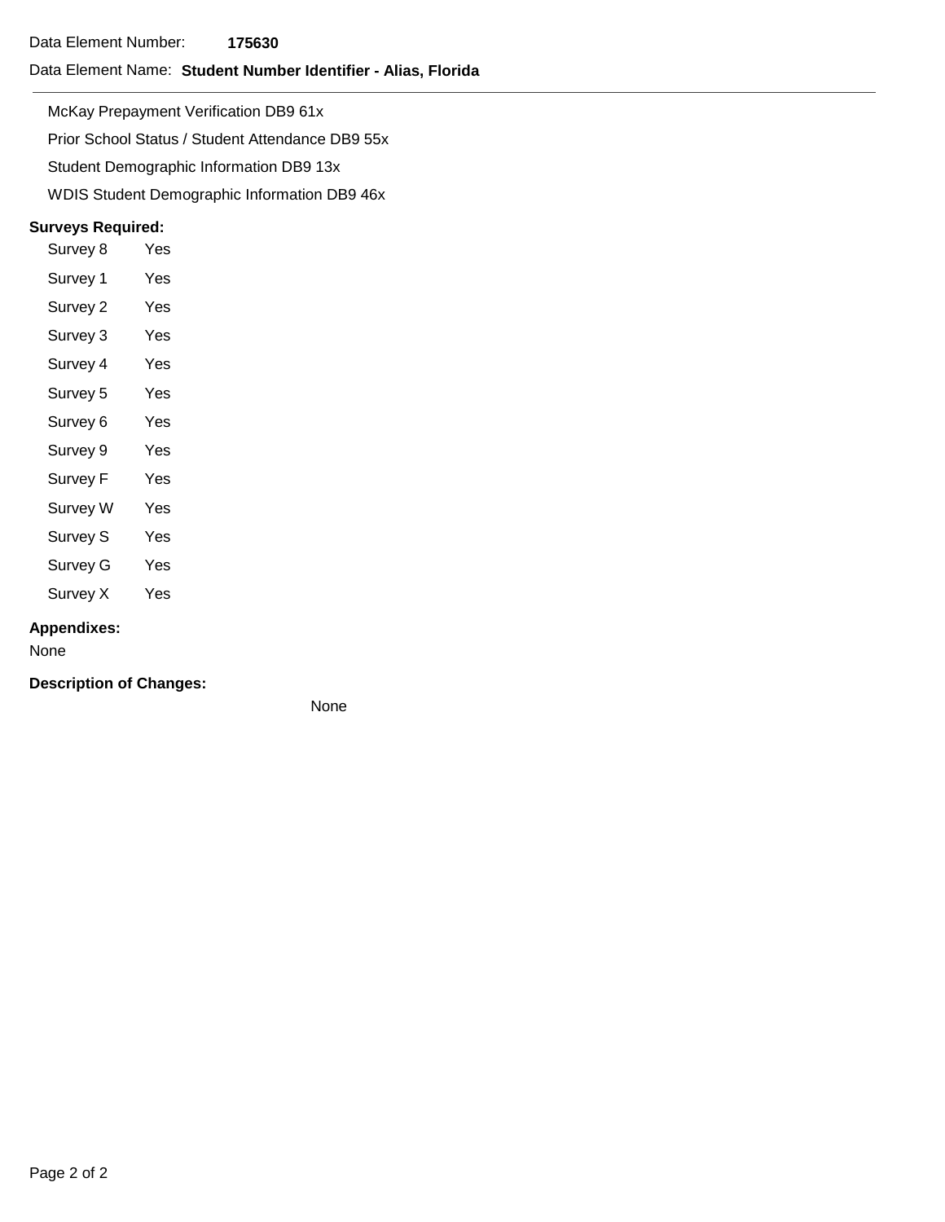Data Element Number: **175630**

Data Element Name: **Student Number Identifier - Alias, Florida**

McKay Prepayment Verification DB9 61x

Prior School Status / Student Attendance DB9 55x

Student Demographic Information DB9 13x

WDIS Student Demographic Information DB9 46x

**Surveys Required:**

| | |
|---|---|
| Survey 8 | Yes |
| Survey 1 | Yes |
| Survey 2 | Yes |
| Survey 3 | Yes |
| Survey 4 | Yes |
| Survey 5 | Yes |
| Survey 6 | Yes |
| Survey 9 | Yes |
| Survey F | Yes |
| Survey W | Yes |
| Survey S | Yes |
| Survey G | Yes |
| Survey X | Yes |

**Appendixes:**

None

**Description of Changes:**

None